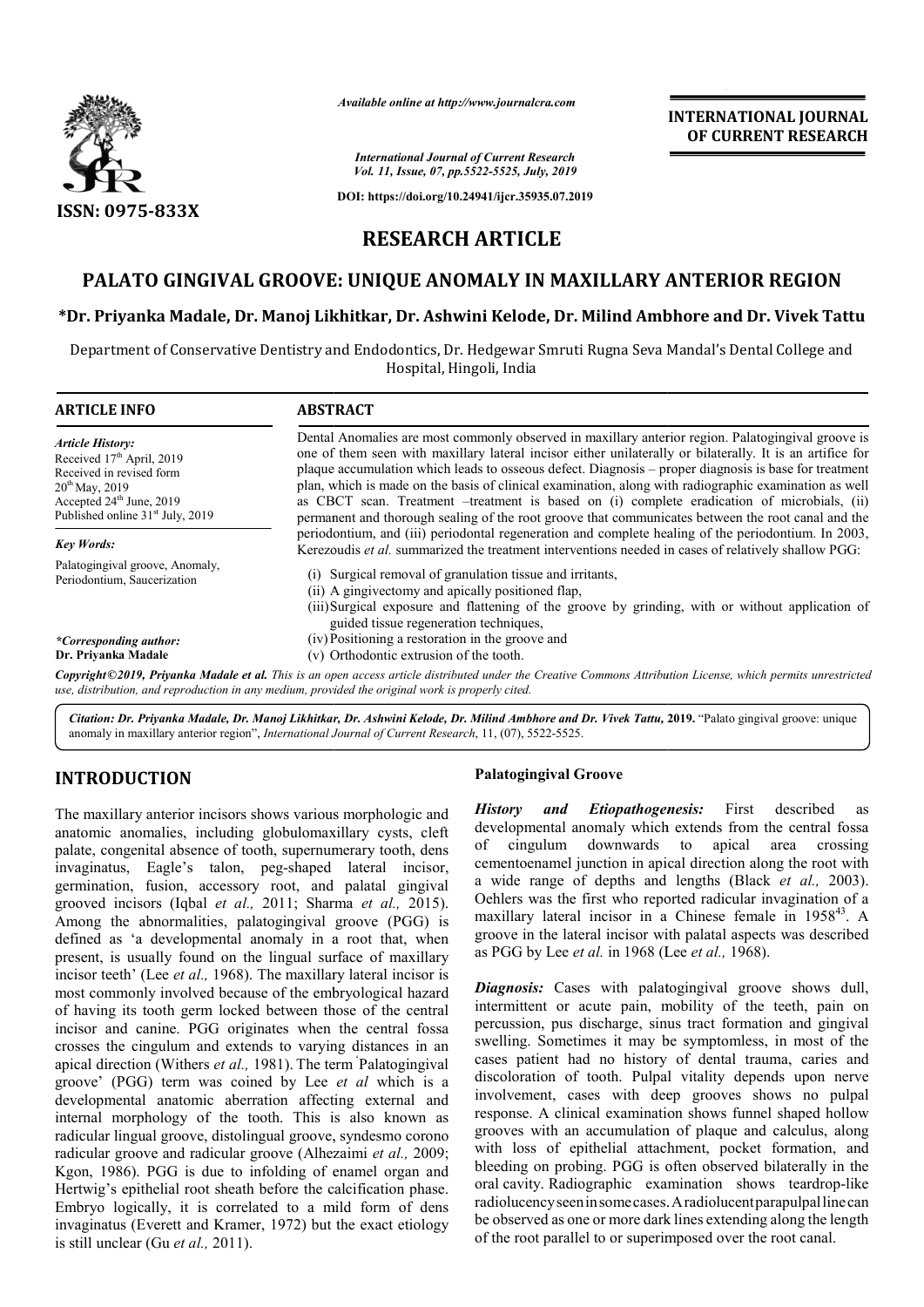*Available online at http://www.journalcra.com*

*International Journal of Current Research*
*Vol. 11, Issue, 07, pp.5522-5525, July, 2019*

**DOI: https://doi.org/10.24941/ijcr.35935.07.2019**

**ISSN: 0975-833X**

**INTERNATIONAL JOURNAL OF CURRENT RESEARCH**

# RESEARCH ARTICLE

# PALATO GINGIVAL GROOVE: UNIQUE ANOMALY IN MAXILLARY ANTERIOR REGION

**\*Dr. Priyanka Madale, Dr. Manoj Likhitkar, Dr. Ashwini Kelode, Dr. Milind Ambhore and Dr. Vivek Tattu**

Department of Conservative Dentistry and Endodontics, Dr. Hedgewar Smruti Rugna Seva Mandal's Dental College and Hospital, Hingoli, India

## ARTICLE INFO

*Article History:*
Received 17th April, 2019
Received in revised form
20th May, 2019
Accepted 24th June, 2019
Published online 31st July, 2019

*Key Words:*
Palatogingival groove, Anomaly, Periodontium, Saucerization

*\*Corresponding author:*
**Dr. Priyanka Madale**

## ABSTRACT

Dental Anomalies are most commonly observed in maxillary anterior region. Palatogingival groove is one of them seen with maxillary lateral incisor either unilaterally or bilaterally. It is an artifice for plaque accumulation which leads to osseous defect. Diagnosis – proper diagnosis is base for treatment plan, which is made on the basis of clinical examination, along with radiographic examination as well as CBCT scan. Treatment –treatment is based on (i) complete eradication of microbials, (ii) permanent and thorough sealing of the root groove that communicates between the root canal and the periodontium, and (iii) periodontal regeneration and complete healing of the periodontium. In 2003, Kerezoudis *et al.* summarized the treatment interventions needed in cases of relatively shallow PGG:

(i) Surgical removal of granulation tissue and irritants,
(ii) A gingivectomy and apically positioned flap,
(iii) Surgical exposure and flattening of the groove by grinding, with or without application of guided tissue regeneration techniques,
(iv) Positioning a restoration in the groove and
(v) Orthodontic extrusion of the tooth.

**Copyright©2019, Priyanka Madale et al.** *This is an open access article distributed under the Creative Commons Attribution License, which permits unrestricted use, distribution, and reproduction in any medium, provided the original work is properly cited.*

***Citation: Dr. Priyanka Madale, Dr. Manoj Likhitkar, Dr. Ashwini Kelode, Dr. Milind Ambhore and Dr. Vivek Tattu, 2019.*** "Palato gingival groove: unique anomaly in maxillary anterior region", *International Journal of Current Research*, 11, (07), 5522-5525.

## INTRODUCTION

The maxillary anterior incisors shows various morphologic and anatomic anomalies, including globulomaxillary cysts, cleft palate, congenital absence of tooth, supernumerary tooth, dens invaginatus, Eagle's talon, peg-shaped lateral incisor, germination, fusion, accessory root, and palatal gingival grooved incisors (Iqbal *et al.,* 2011; Sharma *et al.,* 2015). Among the abnormalities, palatogingival groove (PGG) is defined as 'a developmental anomaly in a root that, when present, is usually found on the lingual surface of maxillary incisor teeth' (Lee *et al.,* 1968). The maxillary lateral incisor is most commonly involved because of the embryological hazard of having its tooth germ locked between those of the central incisor and canine. PGG originates when the central fossa crosses the cingulum and extends to varying distances in an apical direction (Withers *et al.,* 1981). The term 'Palatogingival groove' (PGG) term was coined by Lee *et al* which is a developmental anatomic aberration affecting external and internal morphology of the tooth. This is also known as radicular lingual groove, distolingual groove, syndesmo corono radicular groove and radicular groove (Alhezaimi *et al.,* 2009; Kgon, 1986). PGG is due to infolding of enamel organ and Hertwig's epithelial root sheath before the calcification phase. Embryo logically, it is correlated to a mild form of dens invaginatus (Everett and Kramer, 1972) but the exact etiology is still unclear (Gu *et al.,* 2011).

### Palatogingival Groove

***History and Etiopathogenesis:*** First described as developmental anomaly which extends from the central fossa of cingulum downwards to apical area crossing cementoenamel junction in apical direction along the root with a wide range of depths and lengths (Black *et al.,* 2003). Oehlers was the first who reported radicular invagination of a maxillary lateral incisor in a Chinese female in 1958[43]. A groove in the lateral incisor with palatal aspects was described as PGG by Lee *et al.* in 1968 (Lee *et al.,* 1968).

***Diagnosis:*** Cases with palatogingival groove shows dull, intermittent or acute pain, mobility of the teeth, pain on percussion, pus discharge, sinus tract formation and gingival swelling. Sometimes it may be symptomless, in most of the cases patient had no history of dental trauma, caries and discoloration of tooth. Pulpal vitality depends upon nerve involvement, cases with deep grooves shows no pulpal response. A clinical examination shows funnel shaped hollow grooves with an accumulation of plaque and calculus, along with loss of epithelial attachment, pocket formation, and bleeding on probing. PGG is often observed bilaterally in the oral cavity. Radiographic examination shows teardrop-like radiolucency seen in some cases. A radiolucent parapulpal line can be observed as one or more dark lines extending along the length of the root parallel to or superimposed over the root canal.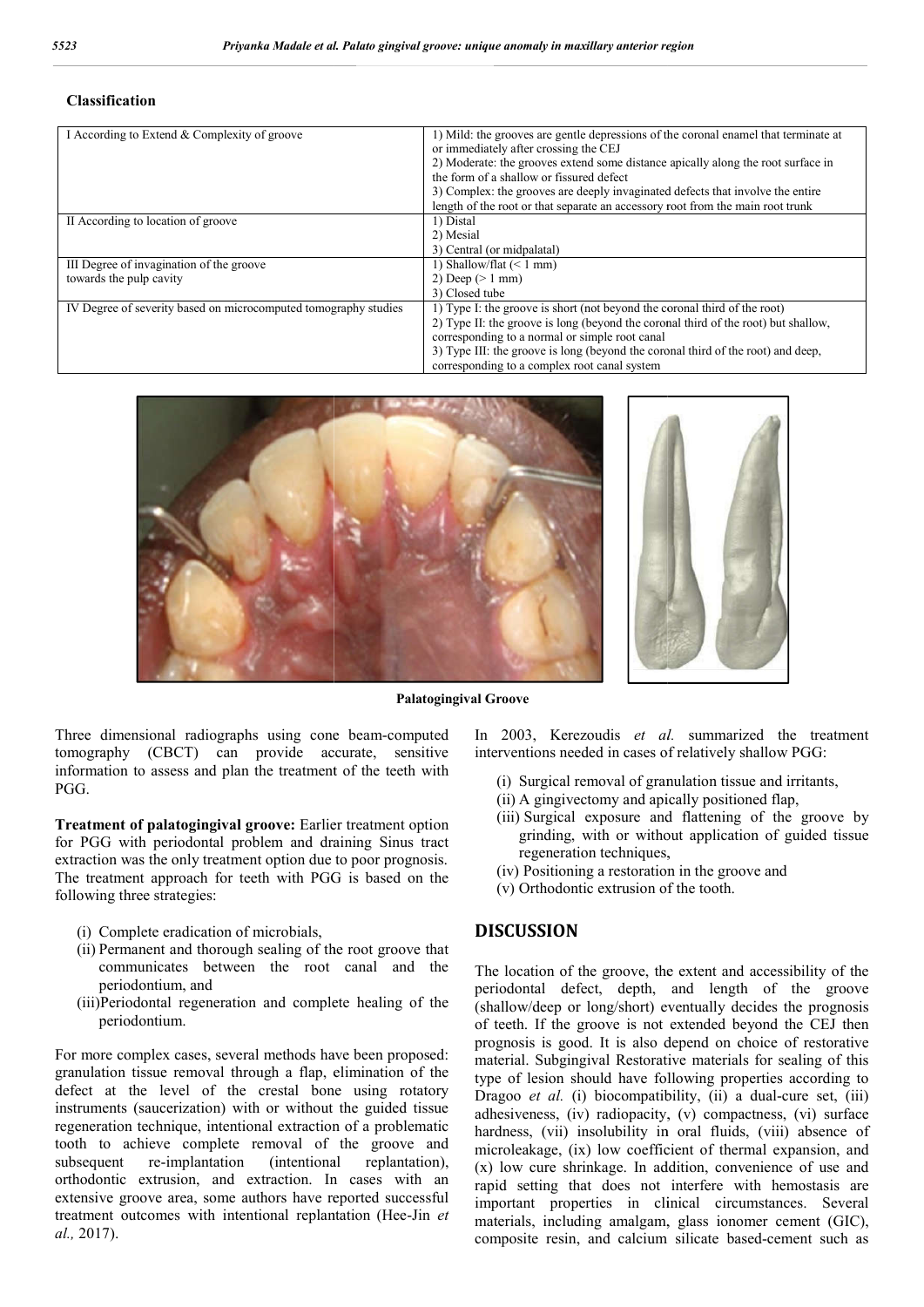## Classification

| | |
|---|---|
| I According to Extend & Complexity of groove | 1) Mild: the grooves are gentle depressions of the coronal enamel that terminate at or immediately after crossing the CEJ<br>2) Moderate: the grooves extend some distance apically along the root surface in the form of a shallow or fissured defect<br>3) Complex: the grooves are deeply invaginated defects that involve the entire length of the root or that separate an accessory root from the main root trunk |
| II According to location of groove | 1) Distal<br>2) Mesial<br>3) Central (or midpalatal) |
| III Degree of invagination of the groove towards the pulp cavity | 1) Shallow/flat (< 1 mm)<br>2) Deep (> 1 mm)<br>3) Closed tube |
| IV Degree of severity based on microcomputed tomography studies | 1) Type I: the groove is short (not beyond the coronal third of the root)<br>2) Type II: the groove is long (beyond the coronal third of the root) but shallow, corresponding to a normal or simple root canal<br>3) Type III: the groove is long (beyond the coronal third of the root) and deep, corresponding to a complex root canal system |

**Palatogingival Groove**

Three dimensional radiographs using cone beam-computed tomography (CBCT) can provide accurate, sensitive information to assess and plan the treatment of the teeth with PGG.

**Treatment of palatogingival groove:** Earlier treatment option for PGG with periodontal problem and draining Sinus tract extraction was the only treatment option due to poor prognosis. The treatment approach for teeth with PGG is based on the following three strategies:

- (i) Complete eradication of microbials,
- (ii) Permanent and thorough sealing of the root groove that communicates between the root canal and the periodontium, and
- (iii) Periodontal regeneration and complete healing of the periodontium.

For more complex cases, several methods have been proposed: granulation tissue removal through a flap, elimination of the defect at the level of the crestal bone using rotatory instruments (saucerization) with or without the guided tissue regeneration technique, intentional extraction of a problematic tooth to achieve complete removal of the groove and subsequent re-implantation (intentional replantation), orthodontic extrusion, and extraction. In cases with an extensive groove area, some authors have reported successful treatment outcomes with intentional replantation (Hee-Jin *et al.,* 2017).

In 2003, Kerezoudis *et al.* summarized the treatment interventions needed in cases of relatively shallow PGG:

- (i) Surgical removal of granulation tissue and irritants,
- (ii) A gingivectomy and apically positioned flap,
- (iii) Surgical exposure and flattening of the groove by grinding, with or without application of guided tissue regeneration techniques,
- (iv) Positioning a restoration in the groove and
- (v) Orthodontic extrusion of the tooth.

## DISCUSSION

The location of the groove, the extent and accessibility of the periodontal defect, depth, and length of the groove (shallow/deep or long/short) eventually decides the prognosis of teeth. If the groove is not extended beyond the CEJ then prognosis is good. It is also depend on choice of restorative material. Subgingival Restorative materials for sealing of this type of lesion should have following properties according to Dragoo *et al.* (i) biocompatibility, (ii) a dual-cure set, (iii) adhesiveness, (iv) radiopacity, (v) compactness, (vi) surface hardness, (vii) insolubility in oral fluids, (viii) absence of microleakage, (ix) low coefficient of thermal expansion, and (x) low cure shrinkage. In addition, convenience of use and rapid setting that does not interfere with hemostasis are important properties in clinical circumstances. Several materials, including amalgam, glass ionomer cement (GIC), composite resin, and calcium silicate based-cement such as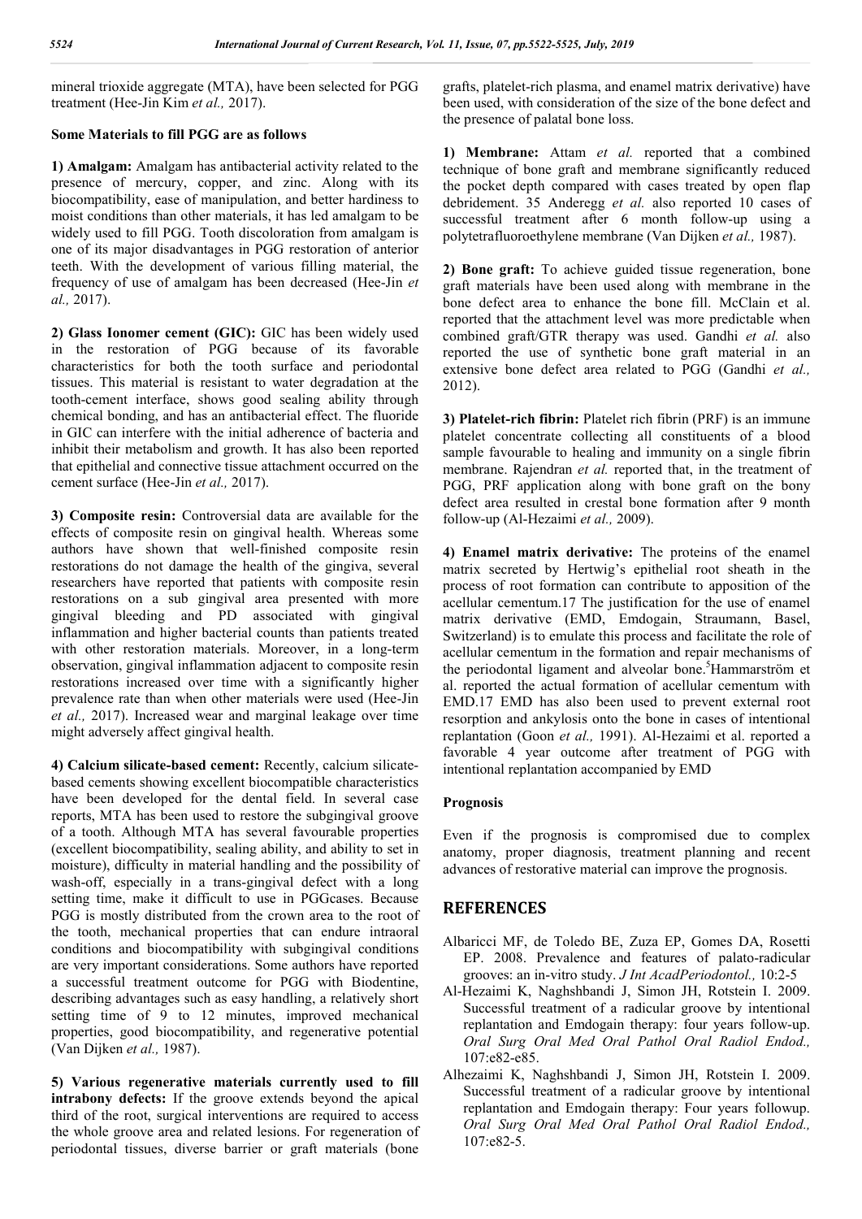mineral trioxide aggregate (MTA), have been selected for PGG treatment (Hee-Jin Kim *et al.,* 2017).

**Some Materials to fill PGG are as follows**

**1) Amalgam:** Amalgam has antibacterial activity related to the presence of mercury, copper, and zinc. Along with its biocompatibility, ease of manipulation, and better hardiness to moist conditions than other materials, it has led amalgam to be widely used to fill PGG. Tooth discoloration from amalgam is one of its major disadvantages in PGG restoration of anterior teeth. With the development of various filling material, the frequency of use of amalgam has been decreased (Hee-Jin *et al.,* 2017).

**2) Glass Ionomer cement (GIC):** GIC has been widely used in the restoration of PGG because of its favorable characteristics for both the tooth surface and periodontal tissues. This material is resistant to water degradation at the tooth-cement interface, shows good sealing ability through chemical bonding, and has an antibacterial effect. The fluoride in GIC can interfere with the initial adherence of bacteria and inhibit their metabolism and growth. It has also been reported that epithelial and connective tissue attachment occurred on the cement surface (Hee-Jin *et al.,* 2017).

**3) Composite resin:** Controversial data are available for the effects of composite resin on gingival health. Whereas some authors have shown that well-finished composite resin restorations do not damage the health of the gingiva, several researchers have reported that patients with composite resin restorations on a sub gingival area presented with more gingival bleeding and PD associated with gingival inflammation and higher bacterial counts than patients treated with other restoration materials. Moreover, in a long-term observation, gingival inflammation adjacent to composite resin restorations increased over time with a significantly higher prevalence rate than when other materials were used (Hee-Jin *et al.,* 2017). Increased wear and marginal leakage over time might adversely affect gingival health.

**4) Calcium silicate-based cement:** Recently, calcium silicate-based cements showing excellent biocompatible characteristics have been developed for the dental field. In several case reports, MTA has been used to restore the subgingival groove of a tooth. Although MTA has several favourable properties (excellent biocompatibility, sealing ability, and ability to set in moisture), difficulty in material handling and the possibility of wash-off, especially in a trans-gingival defect with a long setting time, make it difficult to use in PGGcases. Because PGG is mostly distributed from the crown area to the root of the tooth, mechanical properties that can endure intraoral conditions and biocompatibility with subgingival conditions are very important considerations. Some authors have reported a successful treatment outcome for PGG with Biodentine, describing advantages such as easy handling, a relatively short setting time of 9 to 12 minutes, improved mechanical properties, good biocompatibility, and regenerative potential (Van Dijken *et al.,* 1987).

**5) Various regenerative materials currently used to fill intrabony defects:** If the groove extends beyond the apical third of the root, surgical interventions are required to access the whole groove area and related lesions. For regeneration of periodontal tissues, diverse barrier or graft materials (bone grafts, platelet-rich plasma, and enamel matrix derivative) have been used, with consideration of the size of the bone defect and the presence of palatal bone loss.

**1) Membrane:** Attam *et al.* reported that a combined technique of bone graft and membrane significantly reduced the pocket depth compared with cases treated by open flap debridement. 35 Anderegg *et al.* also reported 10 cases of successful treatment after 6 month follow-up using a polytetrafluoroethylene membrane (Van Dijken *et al.,* 1987).

**2) Bone graft:** To achieve guided tissue regeneration, bone graft materials have been used along with membrane in the bone defect area to enhance the bone fill. McClain et al. reported that the attachment level was more predictable when combined graft/GTR therapy was used. Gandhi *et al.* also reported the use of synthetic bone graft material in an extensive bone defect area related to PGG (Gandhi *et al.,* 2012).

**3) Platelet-rich fibrin:** Platelet rich fibrin (PRF) is an immune platelet concentrate collecting all constituents of a blood sample favourable to healing and immunity on a single fibrin membrane. Rajendran *et al.* reported that, in the treatment of PGG, PRF application along with bone graft on the bony defect area resulted in crestal bone formation after 9 month follow-up (Al-Hezaimi *et al.,* 2009).

**4) Enamel matrix derivative:** The proteins of the enamel matrix secreted by Hertwig's epithelial root sheath in the process of root formation can contribute to apposition of the acellular cementum.17 The justification for the use of enamel matrix derivative (EMD, Emdogain, Straumann, Basel, Switzerland) is to emulate this process and facilitate the role of acellular cementum in the formation and repair mechanisms of the periodontal ligament and alveolar bone.[5]Hammarström et al. reported the actual formation of acellular cementum with EMD.17 EMD has also been used to prevent external root resorption and ankylosis onto the bone in cases of intentional replantation (Goon *et al.,* 1991). Al-Hezaimi et al. reported a favorable 4 year outcome after treatment of PGG with intentional replantation accompanied by EMD

**Prognosis**

Even if the prognosis is compromised due to complex anatomy, proper diagnosis, treatment planning and recent advances of restorative material can improve the prognosis.

## REFERENCES

Albaricci MF, de Toledo BE, Zuza EP, Gomes DA, Rosetti EP. 2008. Prevalence and features of palato-radicular grooves: an in-vitro study. *J Int AcadPeriodontol.,* 10:2-5

Al-Hezaimi K, Naghshbandi J, Simon JH, Rotstein I. 2009. Successful treatment of a radicular groove by intentional replantation and Emdogain therapy: four years follow-up. *Oral Surg Oral Med Oral Pathol Oral Radiol Endod.,* 107:e82-e85.

Alhezaimi K, Naghshbandi J, Simon JH, Rotstein I. 2009. Successful treatment of a radicular groove by intentional replantation and Emdogain therapy: Four years followup. *Oral Surg Oral Med Oral Pathol Oral Radiol Endod.,* 107:e82-5.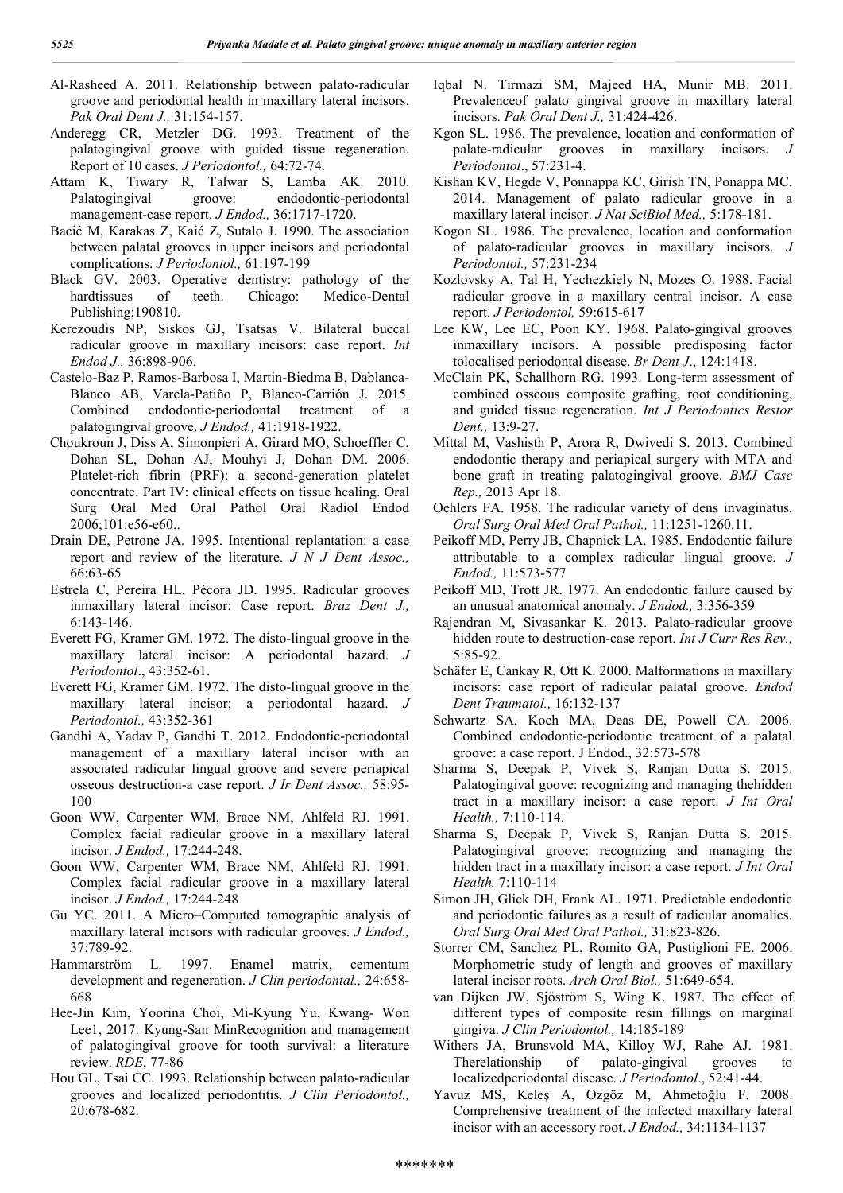Al-Rasheed A. 2011. Relationship between palato-radicular groove and periodontal health in maxillary lateral incisors. *Pak Oral Dent J.,* 31:154-157.

Anderegg CR, Metzler DG. 1993. Treatment of the palatogingival groove with guided tissue regeneration. Report of 10 cases. *J Periodontol.,* 64:72-74.

Attam K, Tiwary R, Talwar S, Lamba AK. 2010. Palatogingival groove: endodontic-periodontal management-case report. *J Endod.,* 36:1717-1720.

Bacić M, Karakas Z, Kaić Z, Sutalo J. 1990. The association between palatal grooves in upper incisors and periodontal complications. *J Periodontol.,* 61:197-199

Black GV. 2003. Operative dentistry: pathology of the hardtissues of teeth. Chicago: Medico-Dental Publishing;190810.

Kerezoudis NP, Siskos GJ, Tsatsas V. Bilateral buccal radicular groove in maxillary incisors: case report. *Int Endod J.,* 36:898-906.

Castelo-Baz P, Ramos-Barbosa I, Martin-Biedma B, Dablanca-Blanco AB, Varela-Patiño P, Blanco-Carrión J. 2015. Combined endodontic-periodontal treatment of a palatogingival groove. *J Endod.,* 41:1918-1922.

Choukroun J, Diss A, Simonpieri A, Girard MO, Schoeffler C, Dohan SL, Dohan AJ, Mouhyi J, Dohan DM. 2006. Platelet-rich fibrin (PRF): a second-generation platelet concentrate. Part IV: clinical effects on tissue healing. Oral Surg Oral Med Oral Pathol Oral Radiol Endod 2006;101:e56-e60..

Drain DE, Petrone JA. 1995. Intentional replantation: a case report and review of the literature. *J N J Dent Assoc.,* 66:63-65

Estrela C, Pereira HL, Pécora JD. 1995. Radicular grooves inmaxillary lateral incisor: Case report. *Braz Dent J.,* 6:143-146.

Everett FG, Kramer GM. 1972. The disto-lingual groove in the maxillary lateral incisor: A periodontal hazard. *J Periodontol*., 43:352-61.

Everett FG, Kramer GM. 1972. The disto-lingual groove in the maxillary lateral incisor; a periodontal hazard. *J Periodontol.,* 43:352-361

Gandhi A, Yadav P, Gandhi T. 2012. Endodontic-periodontal management of a maxillary lateral incisor with an associated radicular lingual groove and severe periapical osseous destruction-a case report. *J Ir Dent Assoc.,* 58:95-100

Goon WW, Carpenter WM, Brace NM, Ahlfeld RJ. 1991. Complex facial radicular groove in a maxillary lateral incisor. *J Endod.,* 17:244-248.

Goon WW, Carpenter WM, Brace NM, Ahlfeld RJ. 1991. Complex facial radicular groove in a maxillary lateral incisor. *J Endod.,* 17:244-248

Gu YC. 2011. A Micro–Computed tomographic analysis of maxillary lateral incisors with radicular grooves. *J Endod.,* 37:789-92.

Hammarström L. 1997. Enamel matrix, cementum development and regeneration. *J Clin periodontal.,* 24:658-668

Hee-Jin Kim, Yoorina Choi, Mi-Kyung Yu, Kwang- Won Lee1, 2017. Kyung-San MinRecognition and management of palatogingival groove for tooth survival: a literature review. *RDE*, 77-86

Hou GL, Tsai CC. 1993. Relationship between palato-radicular grooves and localized periodontitis. *J Clin Periodontol.,* 20:678-682.

Iqbal N. Tirmazi SM, Majeed HA, Munir MB. 2011. Prevalenceof palato gingival groove in maxillary lateral incisors. *Pak Oral Dent J.,* 31:424-426.

Kgon SL. 1986. The prevalence, location and conformation of palate-radicular grooves in maxillary incisors. *J Periodontol*., 57:231-4.

Kishan KV, Hegde V, Ponnappa KC, Girish TN, Ponappa MC. 2014. Management of palato radicular groove in a maxillary lateral incisor. *J Nat SciBiol Med.,* 5:178-181.

Kogon SL. 1986. The prevalence, location and conformation of palato-radicular grooves in maxillary incisors. *J Periodontol.,* 57:231-234

Kozlovsky A, Tal H, Yechezkiely N, Mozes O. 1988. Facial radicular groove in a maxillary central incisor. A case report. *J Periodontol,* 59:615-617

Lee KW, Lee EC, Poon KY. 1968. Palato-gingival grooves inmaxillary incisors. A possible predisposing factor tolocalised periodontal disease. *Br Dent J*., 124:1418.

McClain PK, Schallhorn RG. 1993. Long-term assessment of combined osseous composite grafting, root conditioning, and guided tissue regeneration. *Int J Periodontics Restor Dent.,* 13:9-27.

Mittal M, Vashisth P, Arora R, Dwivedi S. 2013. Combined endodontic therapy and periapical surgery with MTA and bone graft in treating palatogingival groove. *BMJ Case Rep.,* 2013 Apr 18.

Oehlers FA. 1958. The radicular variety of dens invaginatus. *Oral Surg Oral Med Oral Pathol.,* 11:1251-1260.11.

Peikoff MD, Perry JB, Chapnick LA. 1985. Endodontic failure attributable to a complex radicular lingual groove. *J Endod.,* 11:573-577

Peikoff MD, Trott JR. 1977. An endodontic failure caused by an unusual anatomical anomaly. *J Endod.,* 3:356-359

Rajendran M, Sivasankar K. 2013. Palato-radicular groove hidden route to destruction-case report. *Int J Curr Res Rev.,* 5:85-92.

Schäfer E, Cankay R, Ott K. 2000. Malformations in maxillary incisors: case report of radicular palatal groove. *Endod Dent Traumatol.,* 16:132-137

Schwartz SA, Koch MA, Deas DE, Powell CA. 2006. Combined endodontic-periodontic treatment of a palatal groove: a case report. J Endod., 32:573-578

Sharma S, Deepak P, Vivek S, Ranjan Dutta S. 2015. Palatogingival goove: recognizing and managing thehidden tract in a maxillary incisor: a case report. *J Int Oral Health.,* 7:110-114.

Sharma S, Deepak P, Vivek S, Ranjan Dutta S. 2015. Palatogingival groove: recognizing and managing the hidden tract in a maxillary incisor: a case report. *J Int Oral Health,* 7:110-114

Simon JH, Glick DH, Frank AL. 1971. Predictable endodontic and periodontic failures as a result of radicular anomalies. *Oral Surg Oral Med Oral Pathol.,* 31:823-826.

Storrer CM, Sanchez PL, Romito GA, Pustiglioni FE. 2006. Morphometric study of length and grooves of maxillary lateral incisor roots. *Arch Oral Biol.,* 51:649-654.

van Dijken JW, Sjöström S, Wing K. 1987. The effect of different types of composite resin fillings on marginal gingiva. *J Clin Periodontol.,* 14:185-189

Withers JA, Brunsvold MA, Killoy WJ, Rahe AJ. 1981. Therelationship of palato-gingival grooves to localizedperiodontal disease. *J Periodontol*., 52:41-44.

Yavuz MS, Keleş A, Ozgöz M, Ahmetoğlu F. 2008. Comprehensive treatment of the infected maxillary lateral incisor with an accessory root. *J Endod.,* 34:1134-1137

*******